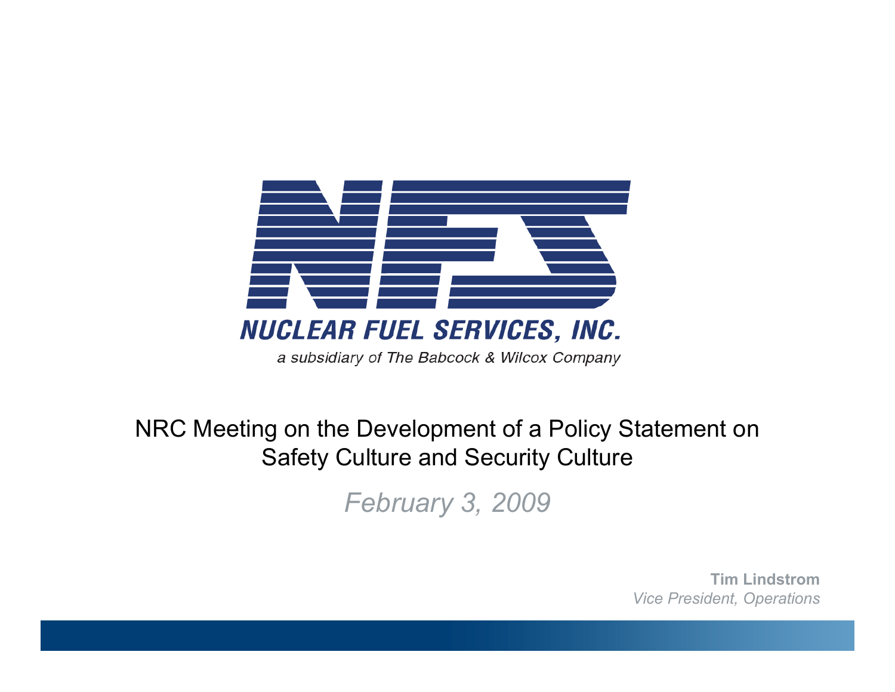**NUCLEAR FUEL SERVICES, INC.**

*a subsidiary of The Babcock & Wilcox Company*

# NRC Meeting on the Development of a Policy Statement on Safety Culture and Security Culture

*February 3, 2009*

**Tim Lindstrom**
*Vice President, Operations*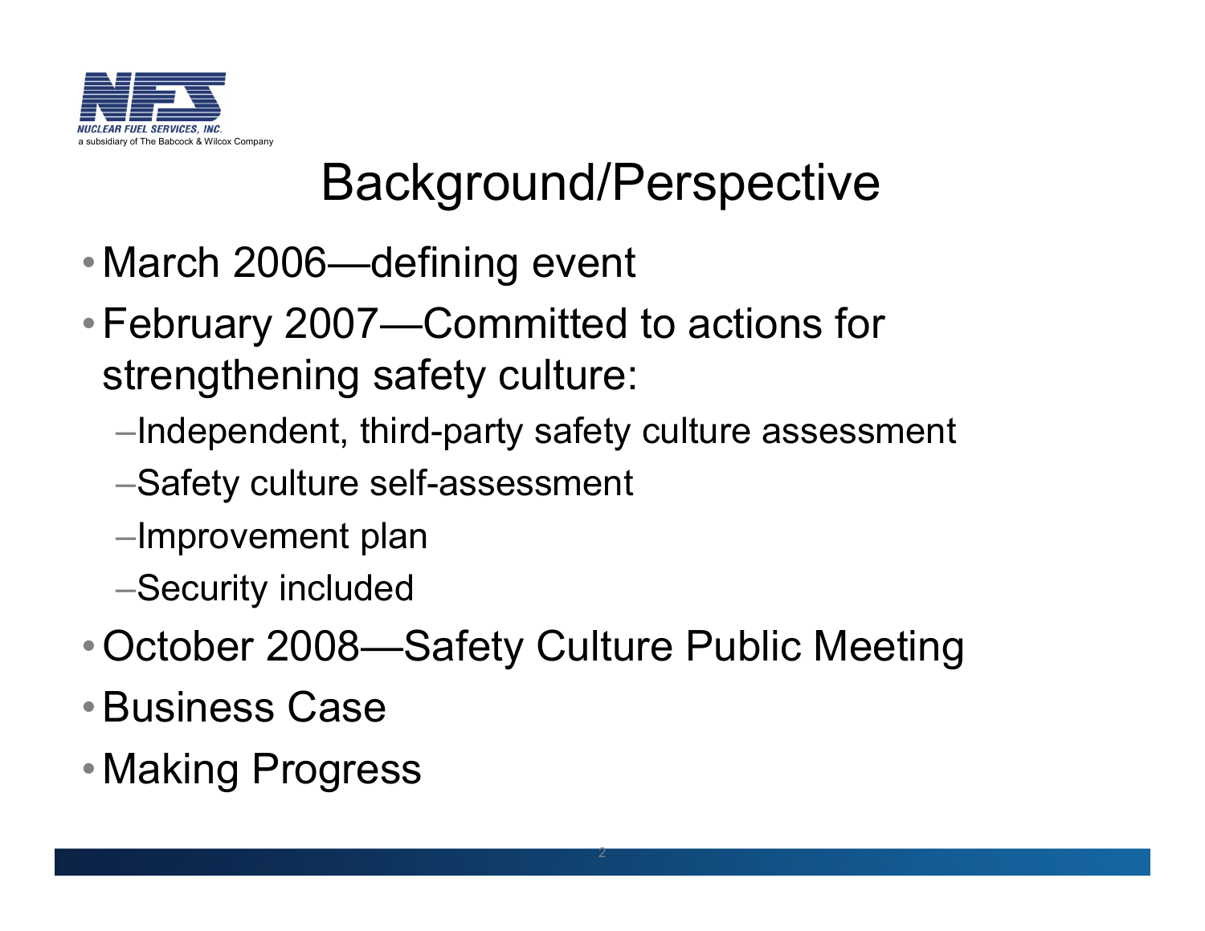# Background/Perspective

- March 2006—defining event
- February 2007—Committed to actions for strengthening safety culture:
  - Independent, third-party safety culture assessment
  - Safety culture self-assessment
  - Improvement plan
  - Security included
- October 2008—Safety Culture Public Meeting
- Business Case
- Making Progress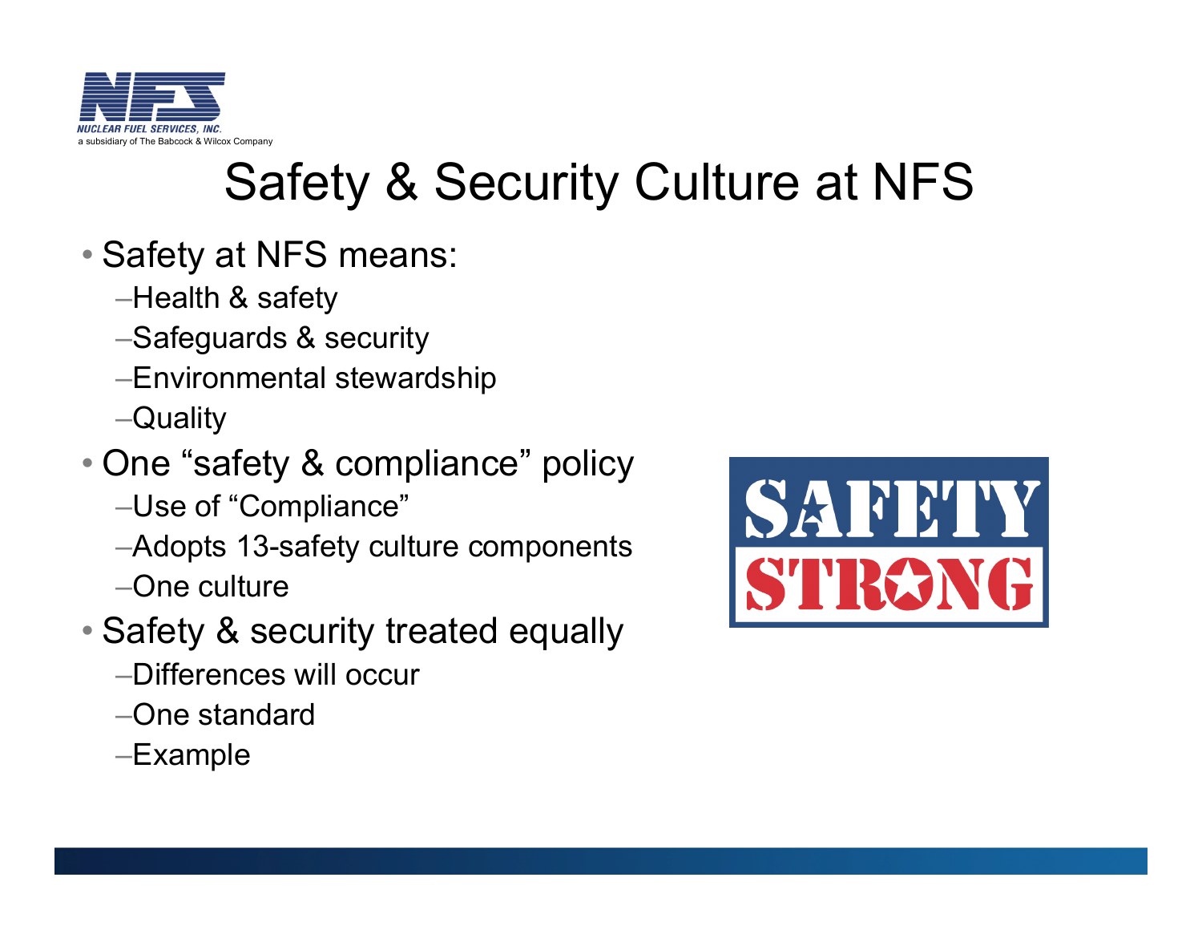# Safety & Security Culture at NFS

- Safety at NFS means:
  - Health & safety
  - Safeguards & security
  - Environmental stewardship
  - Quality
- One "safety & compliance" policy
  - Use of "Compliance"
  - Adopts 13-safety culture components
  - One culture
- Safety & security treated equally
  - Differences will occur
  - One standard
  - Example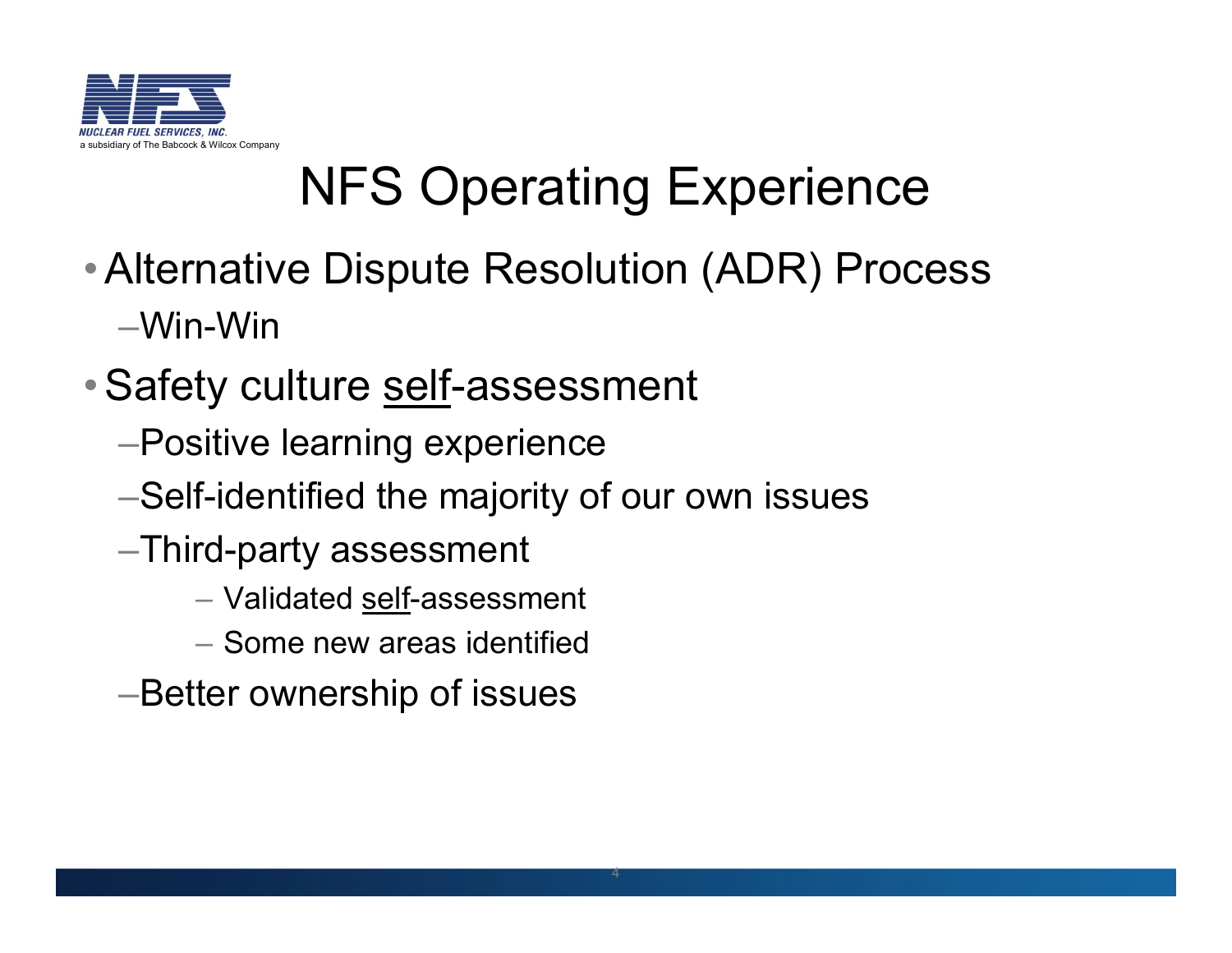NUCLEAR FUEL SERVICES, INC.
a subsidiary of The Babcock & Wilcox Company

# NFS Operating Experience

- Alternative Dispute Resolution (ADR) Process
  - Win-Win
- Safety culture <u>self</u>-assessment
  - Positive learning experience
  - Self-identified the majority of our own issues
  - Third-party assessment
    - Validated <u>self</u>-assessment
    - Some new areas identified
  - Better ownership of issues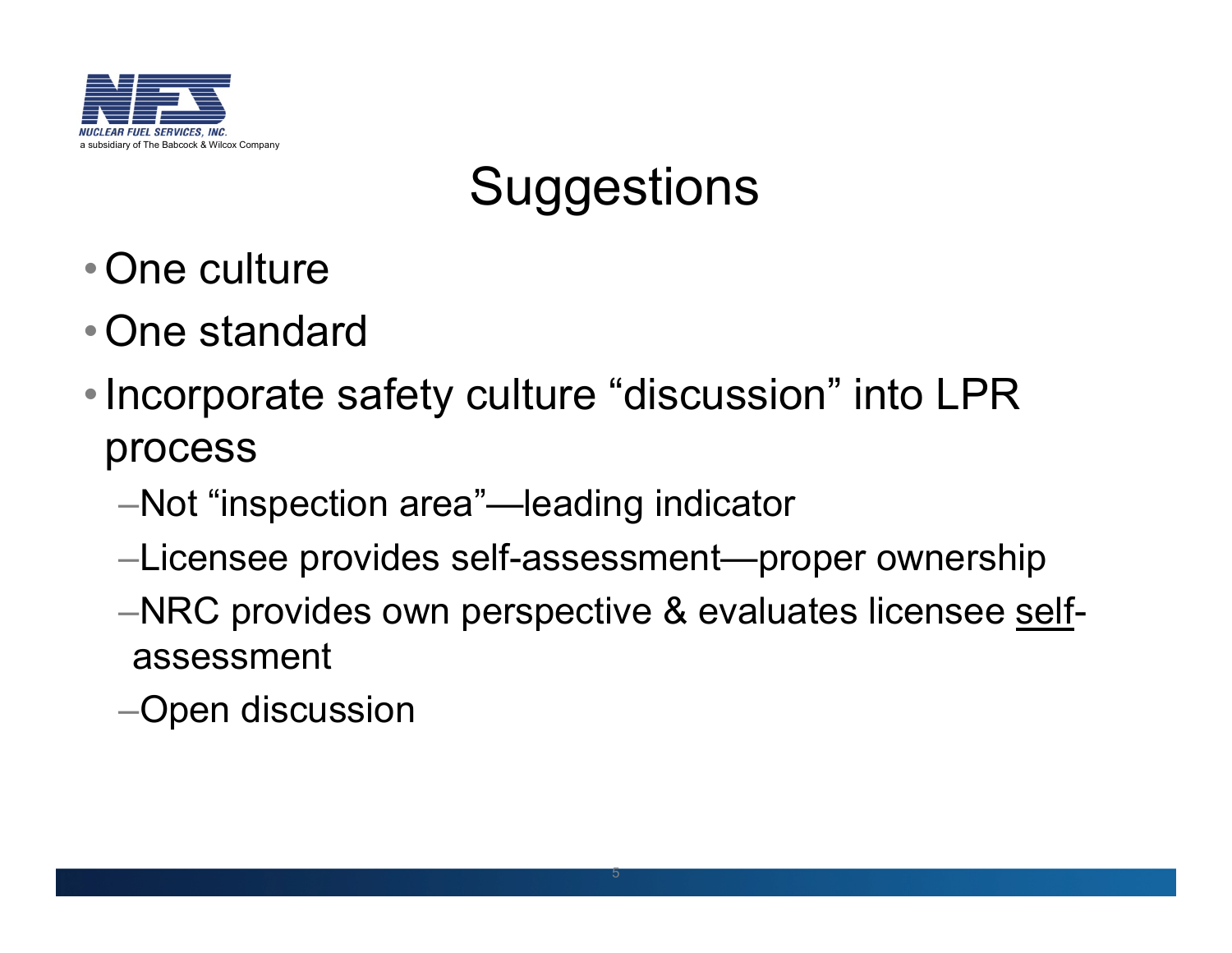NUCLEAR FUEL SERVICES, INC.
a subsidiary of The Babcock & Wilcox Company

# Suggestions

- One culture
- One standard
- Incorporate safety culture “discussion” into LPR process
  - Not “inspection area”—leading indicator
  - Licensee provides self-assessment—proper ownership
  - NRC provides own perspective & evaluates licensee self-assessment
  - Open discussion